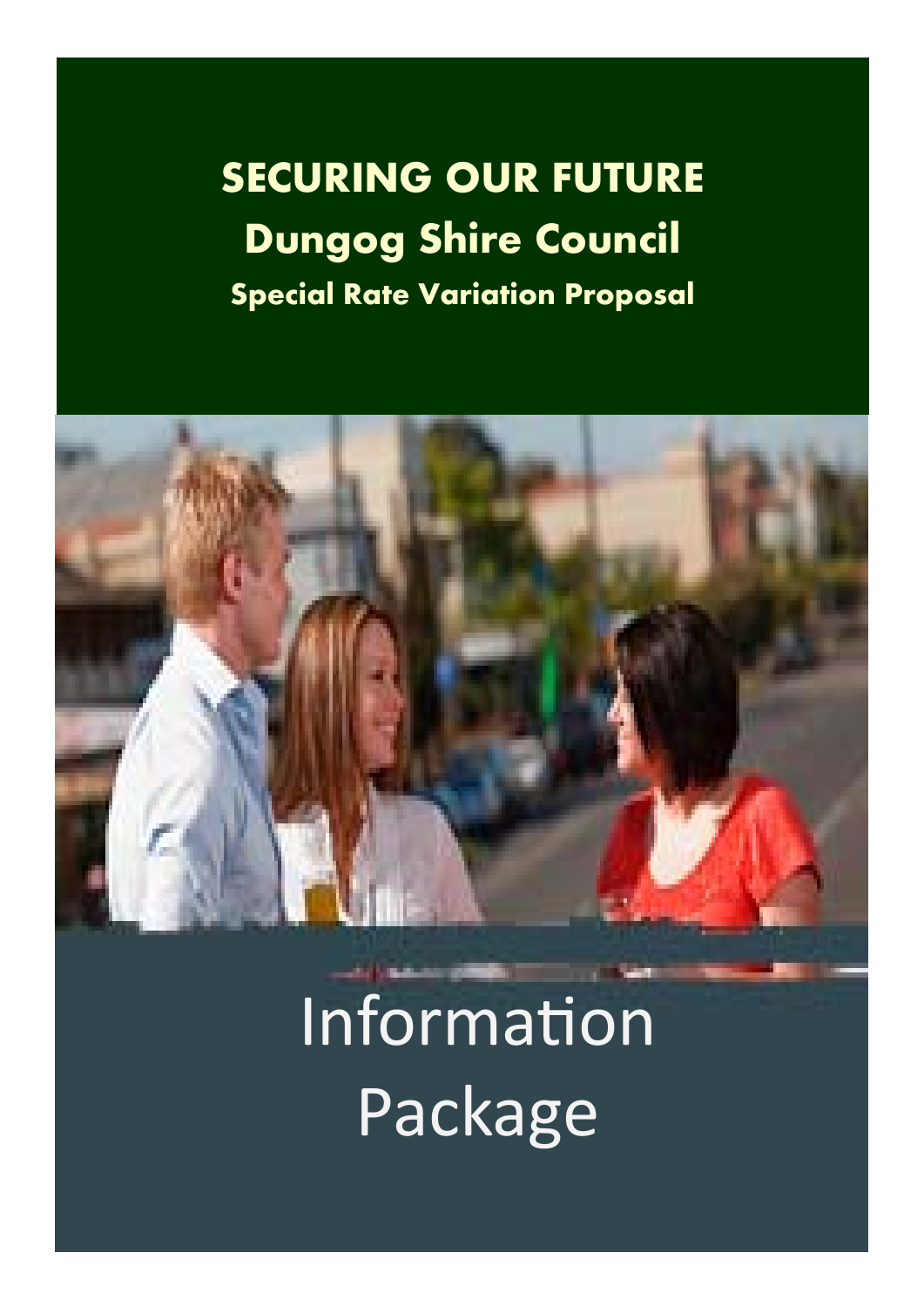# SECURING OUR FUTURE

## Dungog Shire Council

### Special Rate Variation Proposal

# Information Package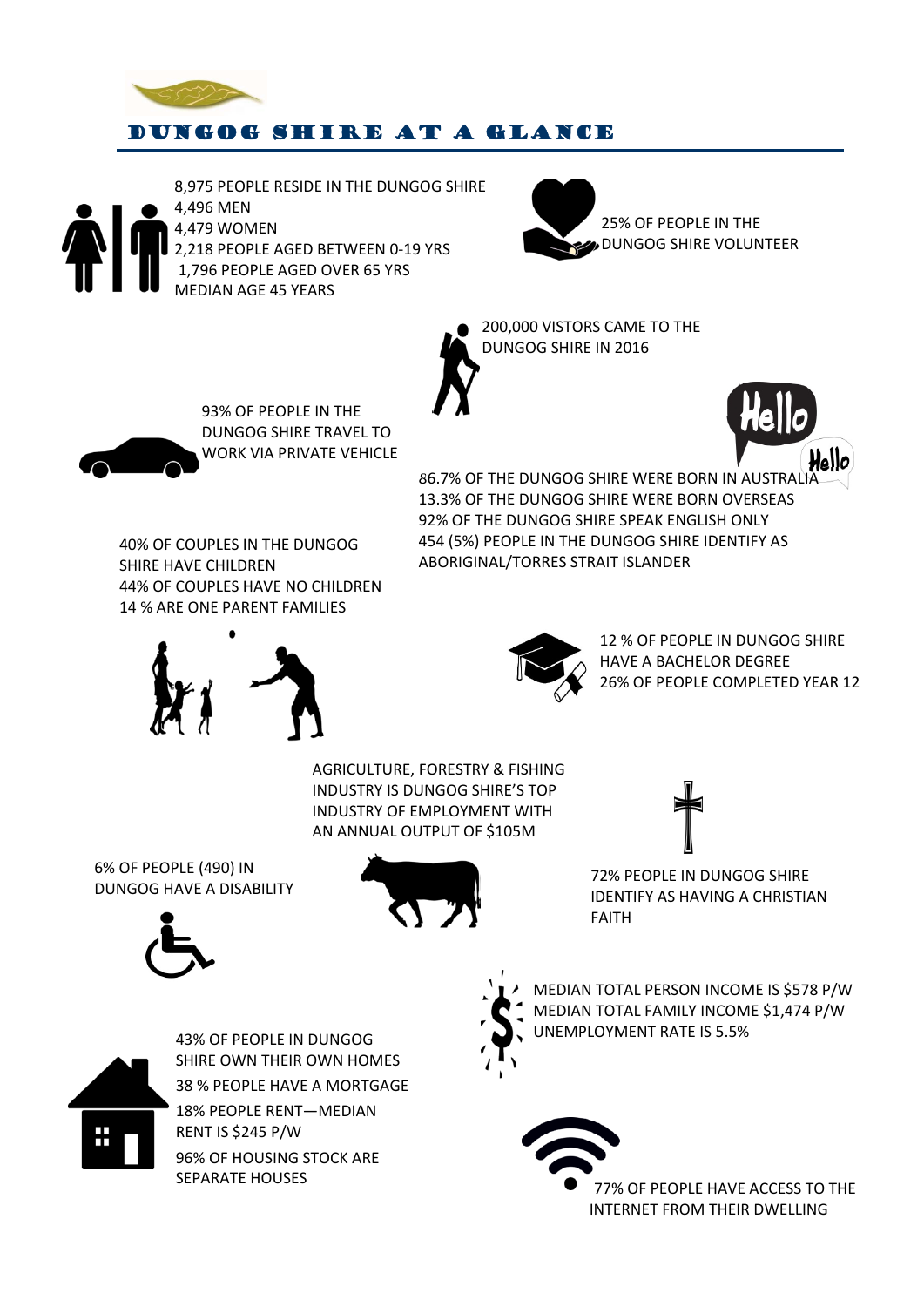# DUNGOG SHIRE AT A GLANCE

8,975 PEOPLE RESIDE IN THE DUNGOG SHIRE
4,496 MEN
4,479 WOMEN
2,218 PEOPLE AGED BETWEEN 0-19 YRS
1,796 PEOPLE AGED OVER 65 YRS
MEDIAN AGE 45 YEARS

25% OF PEOPLE IN THE DUNGOG SHIRE VOLUNTEER

200,000 VISTORS CAME TO THE DUNGOG SHIRE IN 2016

93% OF PEOPLE IN THE DUNGOG SHIRE TRAVEL TO WORK VIA PRIVATE VEHICLE

86.7% OF THE DUNGOG SHIRE WERE BORN IN AUSTRALIA
13.3% OF THE DUNGOG SHIRE WERE BORN OVERSEAS
92% OF THE DUNGOG SHIRE SPEAK ENGLISH ONLY
454 (5%) PEOPLE IN THE DUNGOG SHIRE IDENTIFY AS ABORIGINAL/TORRES STRAIT ISLANDER

40% OF COUPLES IN THE DUNGOG SHIRE HAVE CHILDREN
44% OF COUPLES HAVE NO CHILDREN
14 % ARE ONE PARENT FAMILIES

12 % OF PEOPLE IN DUNGOG SHIRE HAVE A BACHELOR DEGREE
26% OF PEOPLE COMPLETED YEAR 12

AGRICULTURE, FORESTRY & FISHING INDUSTRY IS DUNGOG SHIRE'S TOP INDUSTRY OF EMPLOYMENT WITH AN ANNUAL OUTPUT OF $105M

6% OF PEOPLE (490) IN DUNGOG HAVE A DISABILITY

72% PEOPLE IN DUNGOG SHIRE IDENTIFY AS HAVING A CHRISTIAN FAITH

MEDIAN TOTAL PERSON INCOME IS $578 P/W
MEDIAN TOTAL FAMILY INCOME $1,474 P/W
UNEMPLOYMENT RATE IS 5.5%

43% OF PEOPLE IN DUNGOG SHIRE OWN THEIR OWN HOMES

38 % PEOPLE HAVE A MORTGAGE

18% PEOPLE RENT—MEDIAN RENT IS $245 P/W

96% OF HOUSING STOCK ARE SEPARATE HOUSES

77% OF PEOPLE HAVE ACCESS TO THE INTERNET FROM THEIR DWELLING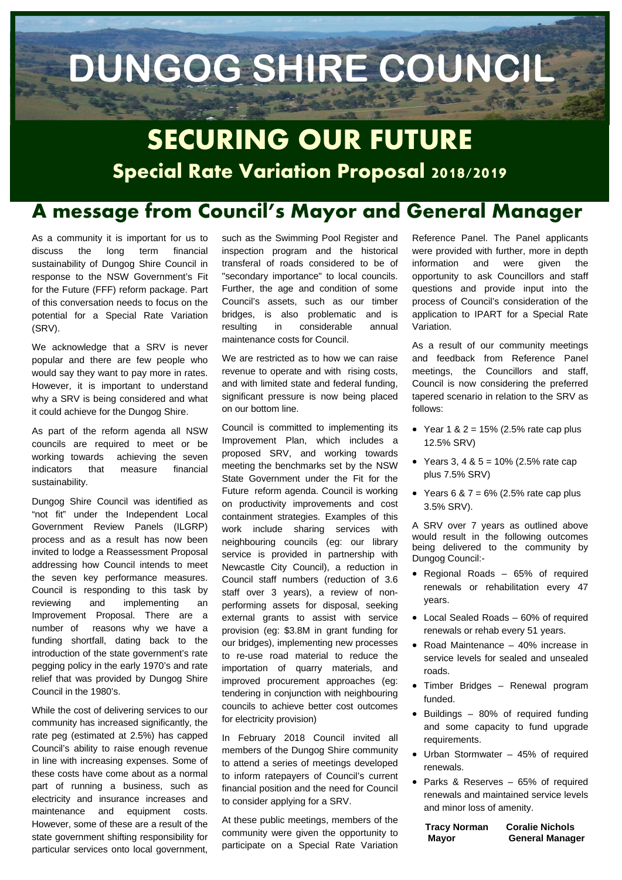# DUNGOG SHIRE COUNCIL

# SECURING OUR FUTURE

## Special Rate Variation Proposal 2018/2019

## A message from Council's Mayor and General Manager

As a community it is important for us to discuss the long term financial sustainability of Dungog Shire Council in response to the NSW Government's Fit for the Future (FFF) reform package. Part of this conversation needs to focus on the potential for a Special Rate Variation (SRV).

We acknowledge that a SRV is never popular and there are few people who would say they want to pay more in rates. However, it is important to understand why a SRV is being considered and what it could achieve for the Dungog Shire.

As part of the reform agenda all NSW councils are required to meet or be working towards achieving the seven indicators that measure financial sustainability.

Dungog Shire Council was identified as "not fit" under the Independent Local Government Review Panels (ILGRP) process and as a result has now been invited to lodge a Reassessment Proposal addressing how Council intends to meet the seven key performance measures. Council is responding to this task by reviewing and implementing an Improvement Proposal. There are a number of reasons why we have a funding shortfall, dating back to the introduction of the state government's rate pegging policy in the early 1970's and rate relief that was provided by Dungog Shire Council in the 1980's.

While the cost of delivering services to our community has increased significantly, the rate peg (estimated at 2.5%) has capped Council's ability to raise enough revenue in line with increasing expenses. Some of these costs have come about as a normal part of running a business, such as electricity and insurance increases and maintenance and equipment costs. However, some of these are a result of the state government shifting responsibility for particular services onto local government, such as the Swimming Pool Register and inspection program and the historical transferal of roads considered to be of "secondary importance" to local councils. Further, the age and condition of some Council's assets, such as our timber bridges, is also problematic and is resulting in considerable annual maintenance costs for Council.

We are restricted as to how we can raise revenue to operate and with rising costs, and with limited state and federal funding, significant pressure is now being placed on our bottom line.

Council is committed to implementing its Improvement Plan, which includes a proposed SRV, and working towards meeting the benchmarks set by the NSW State Government under the Fit for the Future reform agenda. Council is working on productivity improvements and cost containment strategies. Examples of this work include sharing services with neighbouring councils (eg: our library service is provided in partnership with Newcastle City Council), a reduction in Council staff numbers (reduction of 3.6 staff over 3 years), a review of non-performing assets for disposal, seeking external grants to assist with service provision (eg: $3.8M in grant funding for our bridges), implementing new processes to re-use road material to reduce the importation of quarry materials, and improved procurement approaches (eg: tendering in conjunction with neighbouring councils to achieve better cost outcomes for electricity provision)

In February 2018 Council invited all members of the Dungog Shire community to attend a series of meetings developed to inform ratepayers of Council's current financial position and the need for Council to consider applying for a SRV.

At these public meetings, members of the community were given the opportunity to participate on a Special Rate Variation Reference Panel. The Panel applicants were provided with further, more in depth information and were given the opportunity to ask Councillors and staff questions and provide input into the process of Council's consideration of the application to IPART for a Special Rate Variation.

As a result of our community meetings and feedback from Reference Panel meetings, the Councillors and staff, Council is now considering the preferred tapered scenario in relation to the SRV as follows:

- Year 1 & 2 = 15% (2.5% rate cap plus 12.5% SRV)
- Years 3, 4 & 5 = 10% (2.5% rate cap plus 7.5% SRV)
- Years 6 & 7 = 6% (2.5% rate cap plus 3.5% SRV).

A SRV over 7 years as outlined above would result in the following outcomes being delivered to the community by Dungog Council:-

- Regional Roads – 65% of required renewals or rehabilitation every 47 years.
- Local Sealed Roads – 60% of required renewals or rehab every 51 years.
- Road Maintenance – 40% increase in service levels for sealed and unsealed roads.
- Timber Bridges – Renewal program funded.
- Buildings – 80% of required funding and some capacity to fund upgrade requirements.
- Urban Stormwater – 45% of required renewals.
- Parks & Reserves – 65% of required renewals and maintained service levels and minor loss of amenity.

**Tracy Norman**
**Mayor**

**Coralie Nichols**
**General Manager**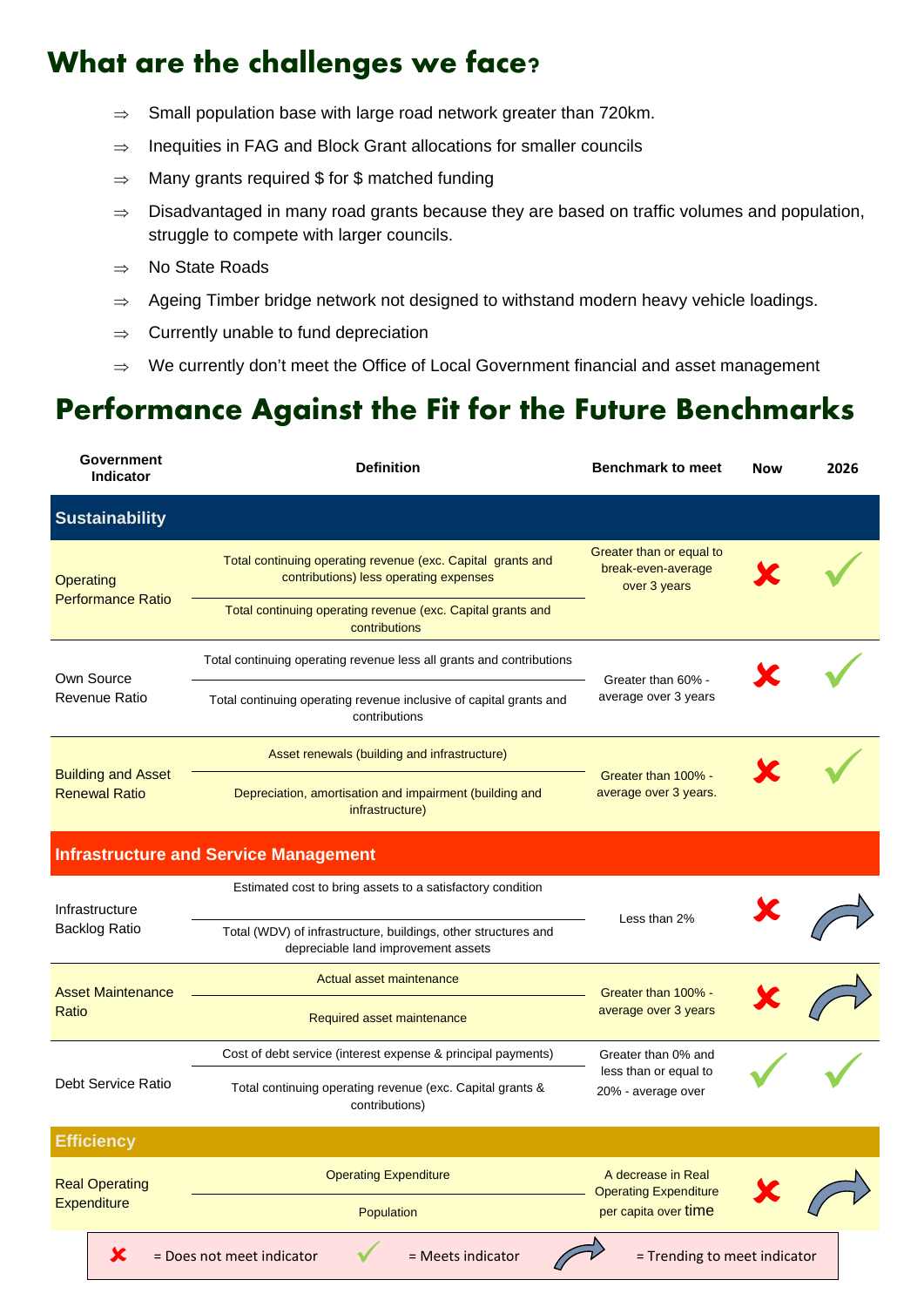# What are the challenges we face?

- ⇒ Small population base with large road network greater than 720km.
- ⇒ Inequities in FAG and Block Grant allocations for smaller councils
- ⇒ Many grants required $ for $ matched funding
- ⇒ Disadvantaged in many road grants because they are based on traffic volumes and population, struggle to compete with larger councils.
- ⇒ No State Roads
- ⇒ Ageing Timber bridge network not designed to withstand modern heavy vehicle loadings.
- ⇒ Currently unable to fund depreciation
- ⇒ We currently don't meet the Office of Local Government financial and asset management

# Performance Against the Fit for the Future Benchmarks

| Government Indicator | Definition | Benchmark to meet | Now | 2026 |
|---|---|---|---|---|
| **Sustainability** | | | | |
| Operating Performance Ratio | Total continuing operating revenue (exc. Capital grants and contributions) less operating expenses / Total continuing operating revenue (exc. Capital grants and contributions) | Greater than or equal to break-even-average over 3 years | ✗ | ✓ |
| Own Source Revenue Ratio | Total continuing operating revenue less all grants and contributions / Total continuing operating revenue inclusive of capital grants and contributions | Greater than 60% - average over 3 years | ✗ | ✓ |
| Building and Asset Renewal Ratio | Asset renewals (building and infrastructure) / Depreciation, amortisation and impairment (building and infrastructure) | Greater than 100% - average over 3 years. | ✗ | ✓ |
| **Infrastructure and Service Management** | | | | |
| Infrastructure Backlog Ratio | Estimated cost to bring assets to a satisfactory condition / Total (WDV) of infrastructure, buildings, other structures and depreciable land improvement assets | Less than 2% | ✗ | ↗ |
| Asset Maintenance Ratio | Actual asset maintenance / Required asset maintenance | Greater than 100% - average over 3 years | ✗ | ↗ |
| Debt Service Ratio | Cost of debt service (interest expense & principal payments) / Total continuing operating revenue (exc. Capital grants & contributions) | Greater than 0% and less than or equal to 20% - average over | ✓ | ✓ |
| **Efficiency** | | | | |
| Real Operating Expenditure | Operating Expenditure / Population | A decrease in Real Operating Expenditure per capita over time | ✗ | ↗ |

✗ = Does not meet indicator ✓ = Meets indicator ↗ = Trending to meet indicator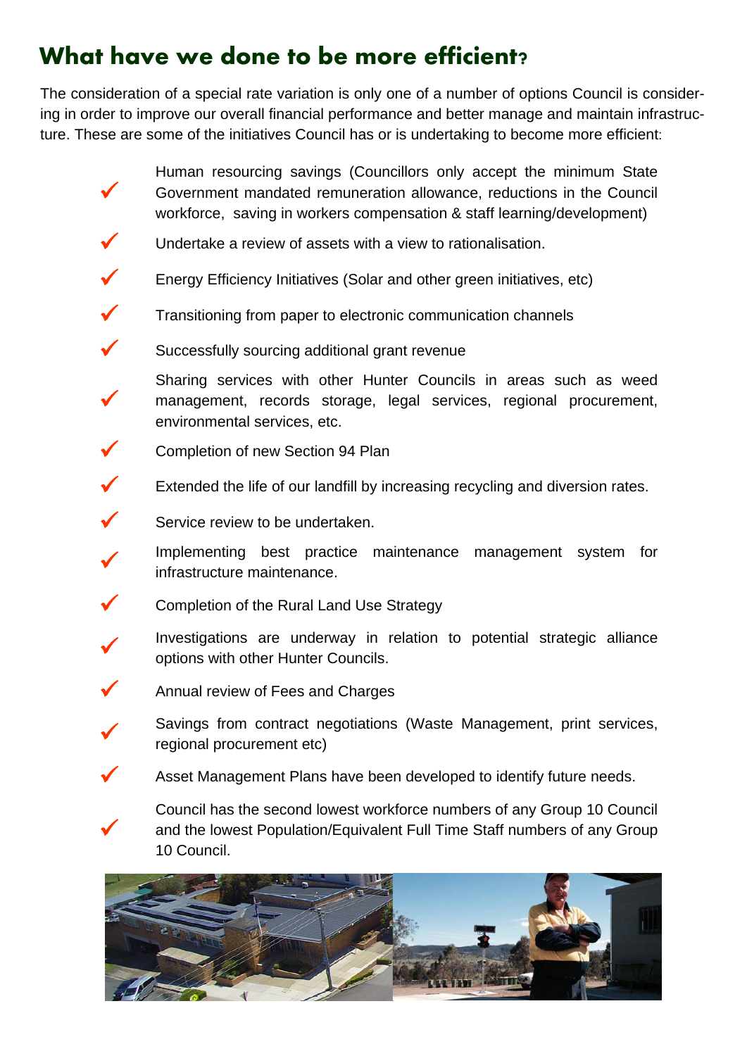## What have we done to be more efficient?

The consideration of a special rate variation is only one of a number of options Council is considering in order to improve our overall financial performance and better manage and maintain infrastructure. These are some of the initiatives Council has or is undertaking to become more efficient:

- ✓ Human resourcing savings (Councillors only accept the minimum State Government mandated remuneration allowance, reductions in the Council workforce, saving in workers compensation & staff learning/development)
- ✓ Undertake a review of assets with a view to rationalisation.
- ✓ Energy Efficiency Initiatives (Solar and other green initiatives, etc)
- ✓ Transitioning from paper to electronic communication channels
- ✓ Successfully sourcing additional grant revenue
- ✓ Sharing services with other Hunter Councils in areas such as weed management, records storage, legal services, regional procurement, environmental services, etc.
- ✓ Completion of new Section 94 Plan
- ✓ Extended the life of our landfill by increasing recycling and diversion rates.
- ✓ Service review to be undertaken.
- ✓ Implementing best practice maintenance management system for infrastructure maintenance.
- ✓ Completion of the Rural Land Use Strategy
- ✓ Investigations are underway in relation to potential strategic alliance options with other Hunter Councils.
- ✓ Annual review of Fees and Charges
- ✓ Savings from contract negotiations (Waste Management, print services, regional procurement etc)
- ✓ Asset Management Plans have been developed to identify future needs.
- ✓ Council has the second lowest workforce numbers of any Group 10 Council and the lowest Population/Equivalent Full Time Staff numbers of any Group 10 Council.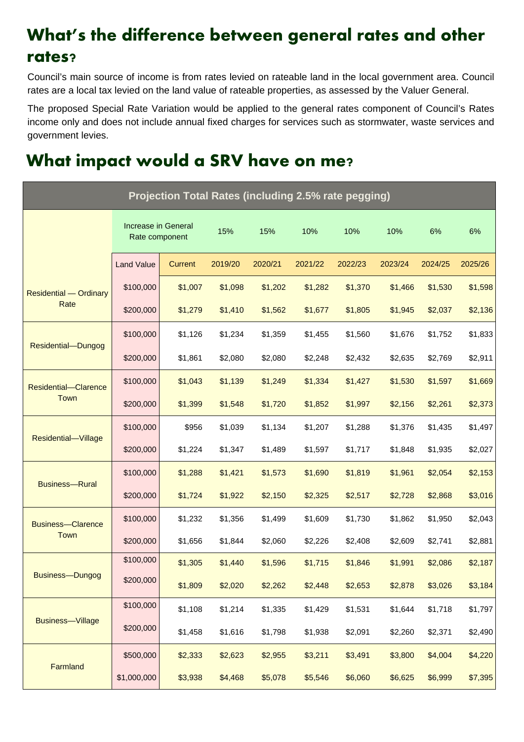# What's the difference between general rates and other rates?

Council's main source of income is from rates levied on rateable land in the local government area. Council rates are a local tax levied on the land value of rateable properties, as assessed by the Valuer General.

The proposed Special Rate Variation would be applied to the general rates component of Council's Rates income only and does not include annual fixed charges for services such as stormwater, waste services and government levies.

# What impact would a SRV have on me?

| Projection Total Rates (including 2.5% rate pegging) | | | | | | | | | |
|---|---|---|---|---|---|---|---|---|---|
| | Increase in General Rate component | | 15% | 15% | 10% | 10% | 10% | 6% | 6% |
| | Land Value | Current | 2019/20 | 2020/21 | 2021/22 | 2022/23 | 2023/24 | 2024/25 | 2025/26 |
| Residential — Ordinary Rate | $100,000 | $1,007 | $1,098 | $1,202 | $1,282 | $1,370 | $1,466 | $1,530 | $1,598 |
| | $200,000 | $1,279 | $1,410 | $1,562 | $1,677 | $1,805 | $1,945 | $2,037 | $2,136 |
| Residential—Dungog | $100,000 | $1,126 | $1,234 | $1,359 | $1,455 | $1,560 | $1,676 | $1,752 | $1,833 |
| | $200,000 | $1,861 | $2,080 | $2,080 | $2,248 | $2,432 | $2,635 | $2,769 | $2,911 |
| Residential—Clarence Town | $100,000 | $1,043 | $1,139 | $1,249 | $1,334 | $1,427 | $1,530 | $1,597 | $1,669 |
| | $200,000 | $1,399 | $1,548 | $1,720 | $1,852 | $1,997 | $2,156 | $2,261 | $2,373 |
| Residential—Village | $100,000 | $956 | $1,039 | $1,134 | $1,207 | $1,288 | $1,376 | $1,435 | $1,497 |
| | $200,000 | $1,224 | $1,347 | $1,489 | $1,597 | $1,717 | $1,848 | $1,935 | $2,027 |
| Business—Rural | $100,000 | $1,288 | $1,421 | $1,573 | $1,690 | $1,819 | $1,961 | $2,054 | $2,153 |
| | $200,000 | $1,724 | $1,922 | $2,150 | $2,325 | $2,517 | $2,728 | $2,868 | $3,016 |
| Business—Clarence Town | $100,000 | $1,232 | $1,356 | $1,499 | $1,609 | $1,730 | $1,862 | $1,950 | $2,043 |
| | $200,000 | $1,656 | $1,844 | $2,060 | $2,226 | $2,408 | $2,609 | $2,741 | $2,881 |
| Business—Dungog | $100,000 | $1,305 | $1,440 | $1,596 | $1,715 | $1,846 | $1,991 | $2,086 | $2,187 |
| | $200,000 | $1,809 | $2,020 | $2,262 | $2,448 | $2,653 | $2,878 | $3,026 | $3,184 |
| Business—Village | $100,000 | $1,108 | $1,214 | $1,335 | $1,429 | $1,531 | $1,644 | $1,718 | $1,797 |
| | $200,000 | $1,458 | $1,616 | $1,798 | $1,938 | $2,091 | $2,260 | $2,371 | $2,490 |
| Farmland | $500,000 | $2,333 | $2,623 | $2,955 | $3,211 | $3,491 | $3,800 | $4,004 | $4,220 |
| | $1,000,000 | $3,938 | $4,468 | $5,078 | $5,546 | $6,060 | $6,625 | $6,999 | $7,395 |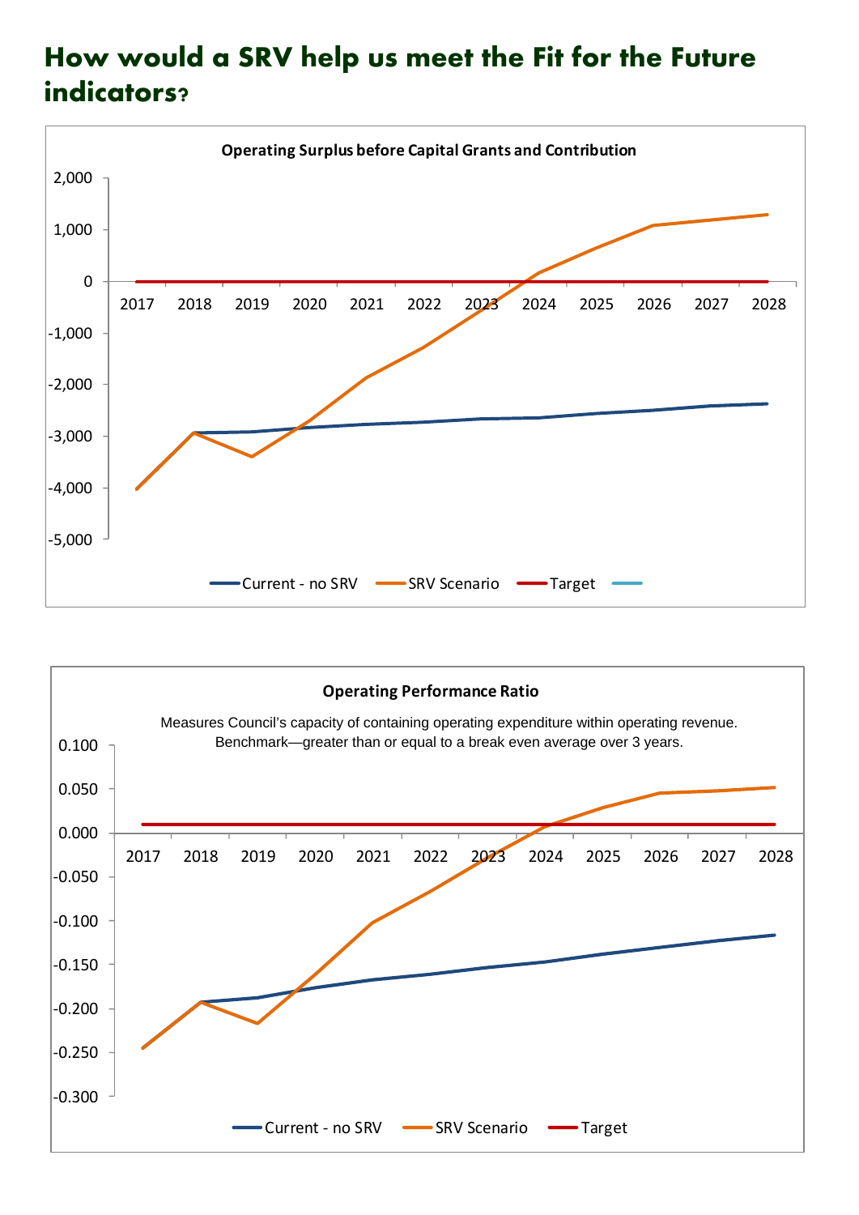## How would a SRV help us meet the Fit for the Future indicators?

**Operating Surplus before Capital Grants and Contribution**

Legend: Current - no SRV, SRV Scenario, Target

**Operating Performance Ratio**

Measures Council's capacity of containing operating expenditure within operating revenue.
Benchmark—greater than or equal to a break even average over 3 years.

Legend: Current - no SRV, SRV Scenario, Target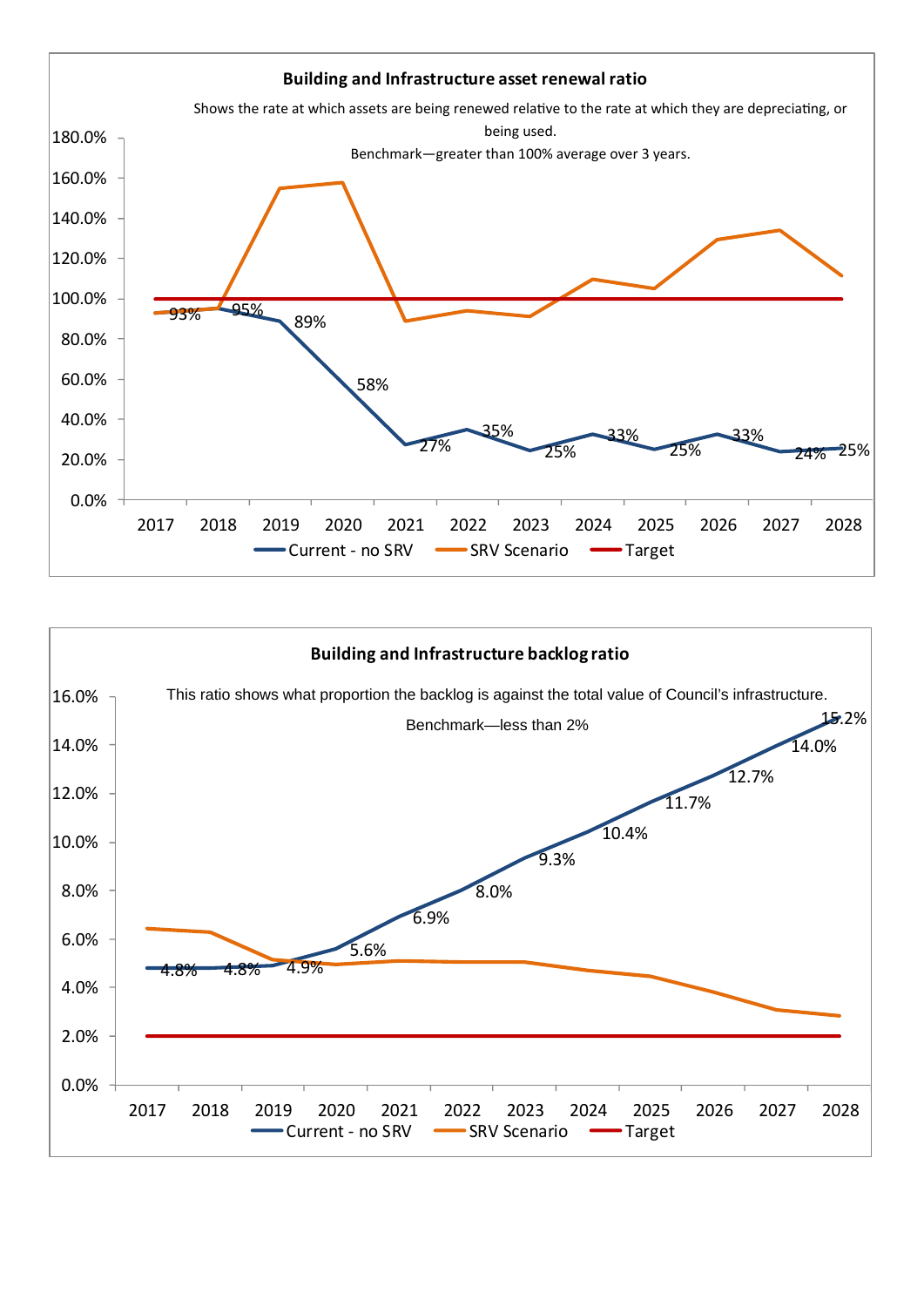**Building and Infrastructure asset renewal ratio**

Shows the rate at which assets are being renewed relative to the rate at which they are depreciating, or being used.

Benchmark—greater than 100% average over 3 years.

| Year | Current - no SRV | SRV Scenario | Target |
|---|---|---|---|
| 2017 | 93% | | 100% |
| 2018 | 95% | | 100% |
| 2019 | 89% | | 100% |
| 2020 | 58% | | 100% |
| 2021 | 27% | | 100% |
| 2022 | 35% | | 100% |
| 2023 | 25% | | 100% |
| 2024 | 33% | | 100% |
| 2025 | 25% | | 100% |
| 2026 | 33% | | 100% |
| 2027 | 24% | | 100% |
| 2028 | 25% | | 100% |

Current - no SRV | SRV Scenario | Target

**Building and Infrastructure backlog ratio**

This ratio shows what proportion the backlog is against the total value of Council's infrastructure.

Benchmark—less than 2%

| Year | Current - no SRV | SRV Scenario | Target |
|---|---|---|---|
| 2017 | 4.8% | | 2.0% |
| 2018 | 4.8% | | 2.0% |
| 2019 | 4.9% | | 2.0% |
| 2020 | 5.6% | | 2.0% |
| 2021 | 6.9% | | 2.0% |
| 2022 | 8.0% | | 2.0% |
| 2023 | 9.3% | | 2.0% |
| 2024 | 10.4% | | 2.0% |
| 2025 | 11.7% | | 2.0% |
| 2026 | 12.7% | | 2.0% |
| 2027 | 14.0% | | 2.0% |
| 2028 | 15.2% | | 2.0% |

Current - no SRV | SRV Scenario | Target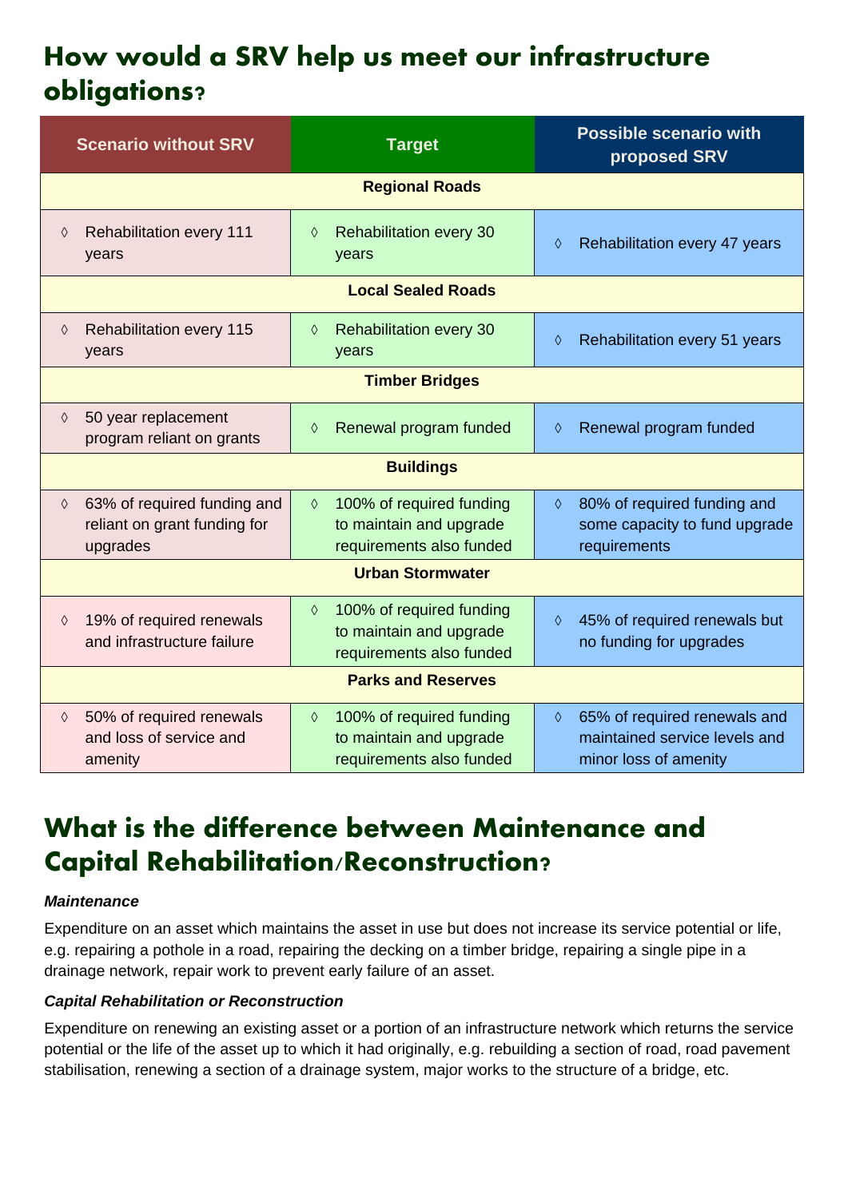## How would a SRV help us meet our infrastructure obligations?

| Scenario without SRV | Target | Possible scenario with proposed SRV |
|---|---|---|
| **Regional Roads** | | |
| ◊ Rehabilitation every 111 years | ◊ Rehabilitation every 30 years | ◊ Rehabilitation every 47 years |
| **Local Sealed Roads** | | |
| ◊ Rehabilitation every 115 years | ◊ Rehabilitation every 30 years | ◊ Rehabilitation every 51 years |
| **Timber Bridges** | | |
| ◊ 50 year replacement program reliant on grants | ◊ Renewal program funded | ◊ Renewal program funded |
| **Buildings** | | |
| ◊ 63% of required funding and reliant on grant funding for upgrades | ◊ 100% of required funding to maintain and upgrade requirements also funded | ◊ 80% of required funding and some capacity to fund upgrade requirements |
| **Urban Stormwater** | | |
| ◊ 19% of required renewals and infrastructure failure | ◊ 100% of required funding to maintain and upgrade requirements also funded | ◊ 45% of required renewals but no funding for upgrades |
| **Parks and Reserves** | | |
| ◊ 50% of required renewals and loss of service and amenity | ◊ 100% of required funding to maintain and upgrade requirements also funded | ◊ 65% of required renewals and maintained service levels and minor loss of amenity |

## What is the difference between Maintenance and Capital Rehabilitation/Reconstruction?

***Maintenance***

Expenditure on an asset which maintains the asset in use but does not increase its service potential or life, e.g. repairing a pothole in a road, repairing the decking on a timber bridge, repairing a single pipe in a drainage network, repair work to prevent early failure of an asset.

***Capital Rehabilitation or Reconstruction***

Expenditure on renewing an existing asset or a portion of an infrastructure network which returns the service potential or the life of the asset up to which it had originally, e.g. rebuilding a section of road, road pavement stabilisation, renewing a section of a drainage system, major works to the structure of a bridge, etc.